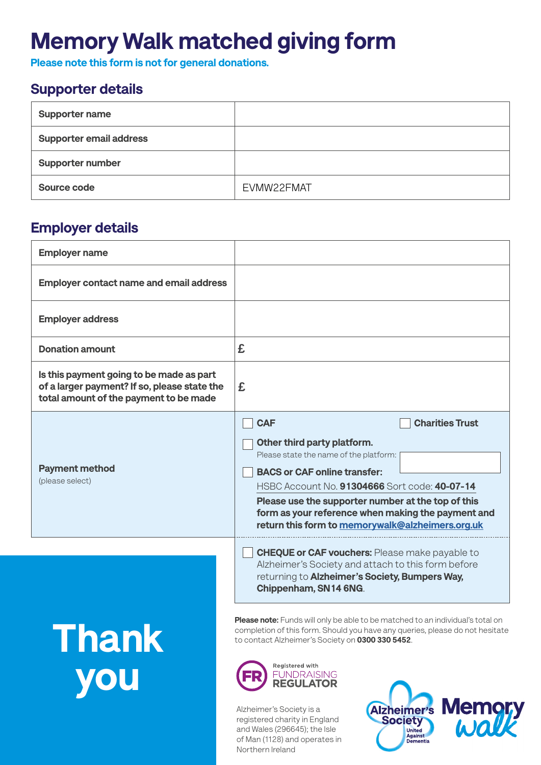# Memory Walk matched giving form

**Please note this form is not for general donations.**

## Supporter details

| Supporter name | |
|---|---|
| Supporter email address | |
| Supporter number | |
| Source code | EVMW22FMAT |

## Employer details

| Employer name | |
|---|---|
| Employer contact name and email address | |
| Employer address | |
| Donation amount | £ |
| Is this payment going to be made as part of a larger payment? If so, please state the total amount of the payment to be made | £ |
| Payment method (please select) | ☐ **CAF** ☐ **Charities Trust**<br>☐ **Other third party platform.** Please state the name of the platform:<br>☐ **BACS or CAF online transfer:** HSBC Account No. **91304666** Sort code: **40-07-14**<br>**Please use the supporter number at the top of this form as your reference when making the payment and return this form to memorywalk@alzheimers.org.uk**<br>☐ **CHEQUE or CAF vouchers:** Please make payable to Alzheimer's Society and attach to this form before returning to **Alzheimer's Society, Bumpers Way, Chippenham, SN14 6NG**. |

**Please note:** Funds will only be able to be matched to an individual's total on completion of this form. Should you have any queries, please do not hesitate to contact Alzheimer's Society on **0300 330 5452**.

**Thank you**

Registered with FUNDRAISING REGULATOR

Alzheimer's Society is a registered charity in England and Wales (296645); the Isle of Man (1128) and operates in Northern Ireland

Alzheimer's Society United Against Dementia

Memory walk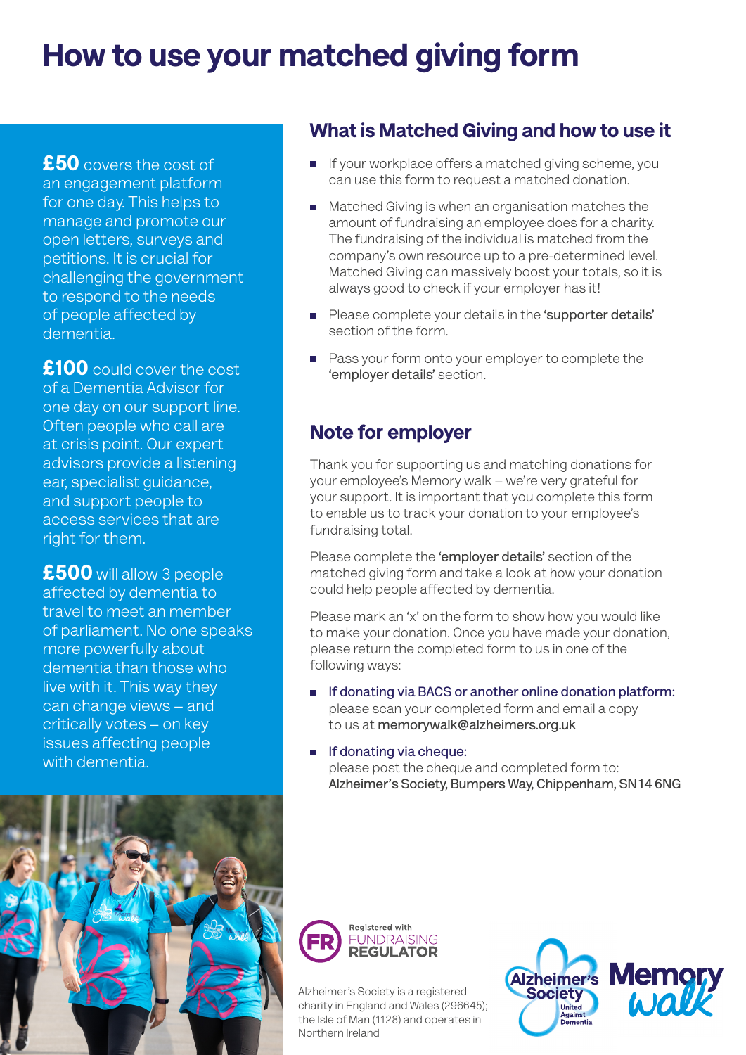# How to use your matched giving form

**£50** covers the cost of an engagement platform for one day. This helps to manage and promote our open letters, surveys and petitions. It is crucial for challenging the government to respond to the needs of people affected by dementia.

**£100** could cover the cost of a Dementia Advisor for one day on our support line. Often people who call are at crisis point. Our expert advisors provide a listening ear, specialist guidance, and support people to access services that are right for them.

**£500** will allow 3 people affected by dementia to travel to meet an member of parliament. No one speaks more powerfully about dementia than those who live with it. This way they can change views – and critically votes – on key issues affecting people with dementia.

## What is Matched Giving and how to use it

- If your workplace offers a matched giving scheme, you can use this form to request a matched donation.
- Matched Giving is when an organisation matches the amount of fundraising an employee does for a charity. The fundraising of the individual is matched from the company's own resource up to a pre-determined level. Matched Giving can massively boost your totals, so it is always good to check if your employer has it!
- Please complete your details in the 'supporter details' section of the form.
- Pass your form onto your employer to complete the 'employer details' section.

## Note for employer

Thank you for supporting us and matching donations for your employee's Memory walk – we're very grateful for your support. It is important that you complete this form to enable us to track your donation to your employee's fundraising total.

Please complete the 'employer details' section of the matched giving form and take a look at how your donation could help people affected by dementia.

Please mark an 'x' on the form to show how you would like to make your donation. Once you have made your donation, please return the completed form to us in one of the following ways:

- If donating via BACS or another online donation platform: please scan your completed form and email a copy to us at memorywalk@alzheimers.org.uk
- If donating via cheque: please post the cheque and completed form to: Alzheimer's Society, Bumpers Way, Chippenham, SN14 6NG

Registered with FUNDRAISING REGULATOR

Alzheimer's Society is a registered charity in England and Wales (296645); the Isle of Man (1128) and operates in Northern Ireland

Alzheimer's Society United Against Dementia

Memory walk